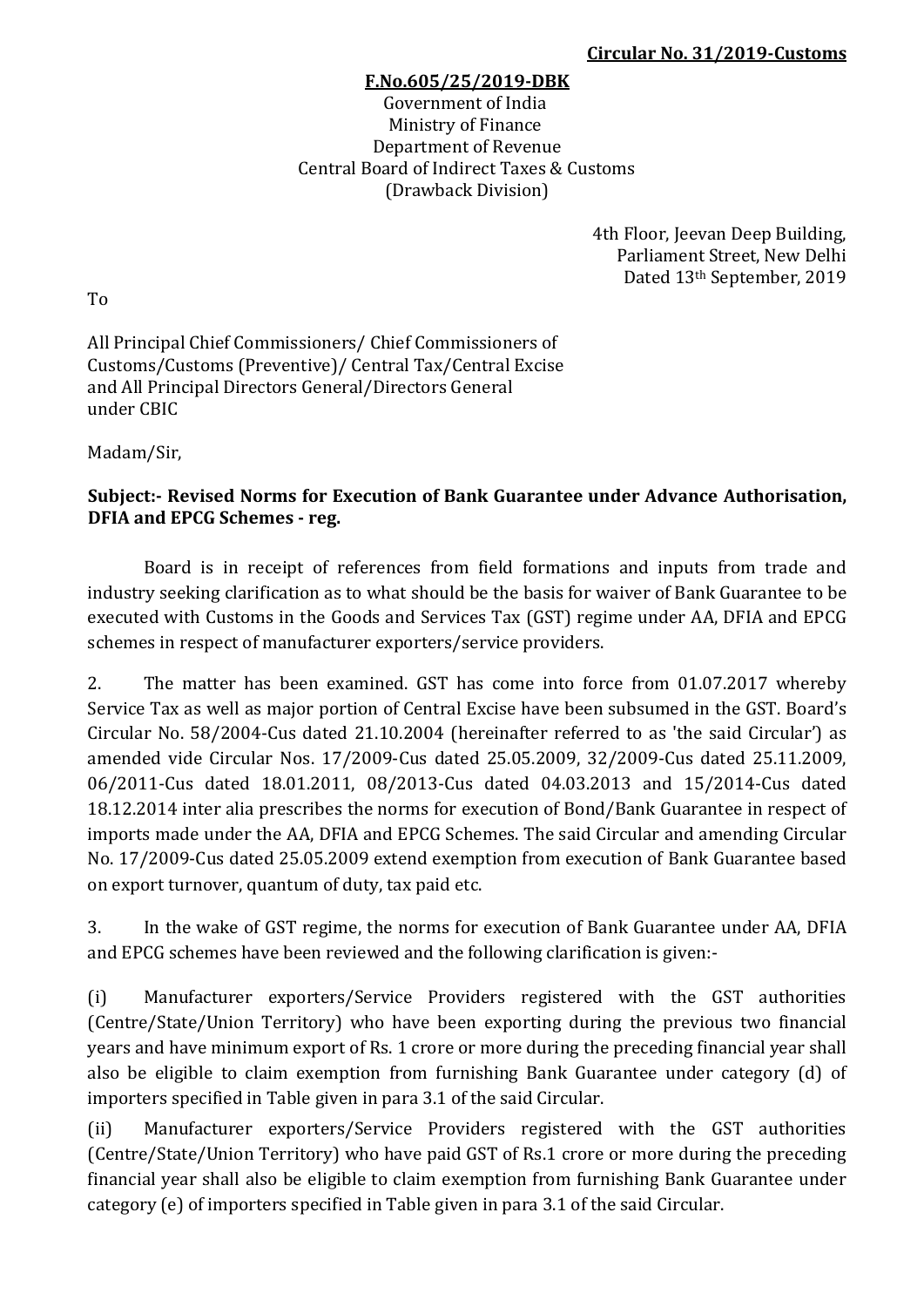**Circular No. 31/2019-Customs**

**F.No.605/25/2019-DBK**
Government of India
Ministry of Finance
Department of Revenue
Central Board of Indirect Taxes & Customs
(Drawback Division)

4th Floor, Jeevan Deep Building,
Parliament Street, New Delhi
Dated 13th September, 2019

To

All Principal Chief Commissioners/ Chief Commissioners of Customs/Customs (Preventive)/ Central Tax/Central Excise and All Principal Directors General/Directors General under CBIC

Madam/Sir,

**Subject:- Revised Norms for Execution of Bank Guarantee under Advance Authorisation, DFIA and EPCG Schemes - reg.**

Board is in receipt of references from field formations and inputs from trade and industry seeking clarification as to what should be the basis for waiver of Bank Guarantee to be executed with Customs in the Goods and Services Tax (GST) regime under AA, DFIA and EPCG schemes in respect of manufacturer exporters/service providers.

2. The matter has been examined. GST has come into force from 01.07.2017 whereby Service Tax as well as major portion of Central Excise have been subsumed in the GST. Board's Circular No. 58/2004-Cus dated 21.10.2004 (hereinafter referred to as 'the said Circular') as amended vide Circular Nos. 17/2009-Cus dated 25.05.2009, 32/2009-Cus dated 25.11.2009, 06/2011-Cus dated 18.01.2011, 08/2013-Cus dated 04.03.2013 and 15/2014-Cus dated 18.12.2014 inter alia prescribes the norms for execution of Bond/Bank Guarantee in respect of imports made under the AA, DFIA and EPCG Schemes. The said Circular and amending Circular No. 17/2009-Cus dated 25.05.2009 extend exemption from execution of Bank Guarantee based on export turnover, quantum of duty, tax paid etc.

3. In the wake of GST regime, the norms for execution of Bank Guarantee under AA, DFIA and EPCG schemes have been reviewed and the following clarification is given:-

(i) Manufacturer exporters/Service Providers registered with the GST authorities (Centre/State/Union Territory) who have been exporting during the previous two financial years and have minimum export of Rs. 1 crore or more during the preceding financial year shall also be eligible to claim exemption from furnishing Bank Guarantee under category (d) of importers specified in Table given in para 3.1 of the said Circular.

(ii) Manufacturer exporters/Service Providers registered with the GST authorities (Centre/State/Union Territory) who have paid GST of Rs.1 crore or more during the preceding financial year shall also be eligible to claim exemption from furnishing Bank Guarantee under category (e) of importers specified in Table given in para 3.1 of the said Circular.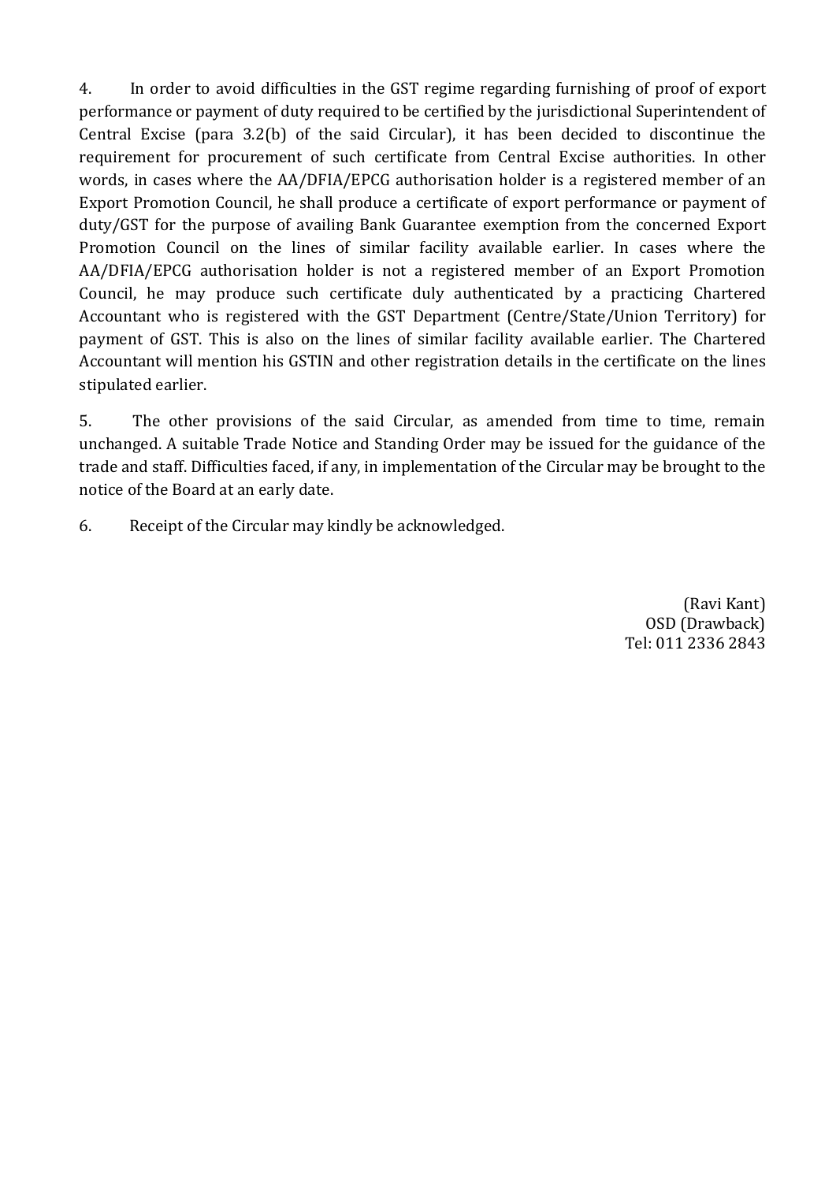4. In order to avoid difficulties in the GST regime regarding furnishing of proof of export performance or payment of duty required to be certified by the jurisdictional Superintendent of Central Excise (para 3.2(b) of the said Circular), it has been decided to discontinue the requirement for procurement of such certificate from Central Excise authorities. In other words, in cases where the AA/DFIA/EPCG authorisation holder is a registered member of an Export Promotion Council, he shall produce a certificate of export performance or payment of duty/GST for the purpose of availing Bank Guarantee exemption from the concerned Export Promotion Council on the lines of similar facility available earlier. In cases where the AA/DFIA/EPCG authorisation holder is not a registered member of an Export Promotion Council, he may produce such certificate duly authenticated by a practicing Chartered Accountant who is registered with the GST Department (Centre/State/Union Territory) for payment of GST. This is also on the lines of similar facility available earlier. The Chartered Accountant will mention his GSTIN and other registration details in the certificate on the lines stipulated earlier.

5. The other provisions of the said Circular, as amended from time to time, remain unchanged. A suitable Trade Notice and Standing Order may be issued for the guidance of the trade and staff. Difficulties faced, if any, in implementation of the Circular may be brought to the notice of the Board at an early date.

6. Receipt of the Circular may kindly be acknowledged.

(Ravi Kant)
OSD (Drawback)
Tel: 011 2336 2843